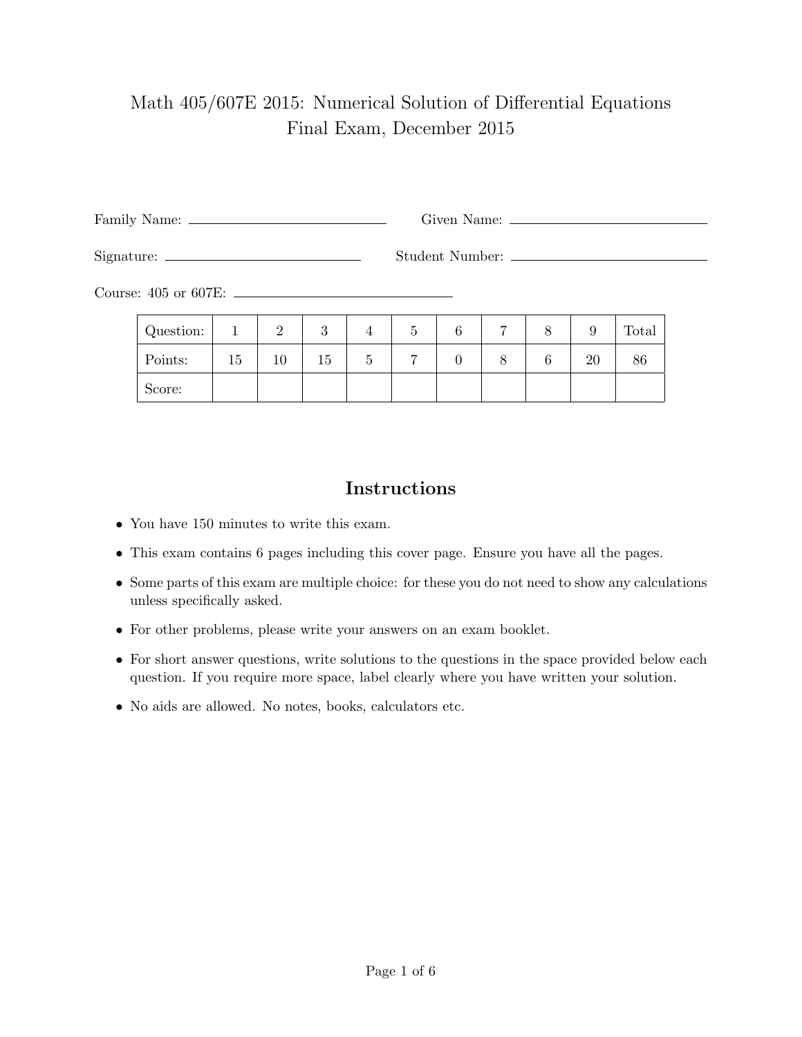# Math 405/607E 2015: Numerical Solution of Differential Equations
## Final Exam, December 2015

Family Name: ______________________ Given Name: ______________________

Signature: ______________________ Student Number: ______________________

Course: 405 or 607E: ______________________

| Question: | 1 | 2 | 3 | 4 | 5 | 6 | 7 | 8 | 9 | Total |
|---|---|---|---|---|---|---|---|---|---|---|
| Points: | 15 | 10 | 15 | 5 | 7 | 0 | 8 | 6 | 20 | 86 |
| Score: | | | | | | | | | | |

## Instructions

- You have 150 minutes to write this exam.
- This exam contains 6 pages including this cover page. Ensure you have all the pages.
- Some parts of this exam are multiple choice: for these you do not need to show any calculations unless specifically asked.
- For other problems, please write your answers on an exam booklet.
- For short answer questions, write solutions to the questions in the space provided below each question. If you require more space, label clearly where you have written your solution.
- No aids are allowed. No notes, books, calculators etc.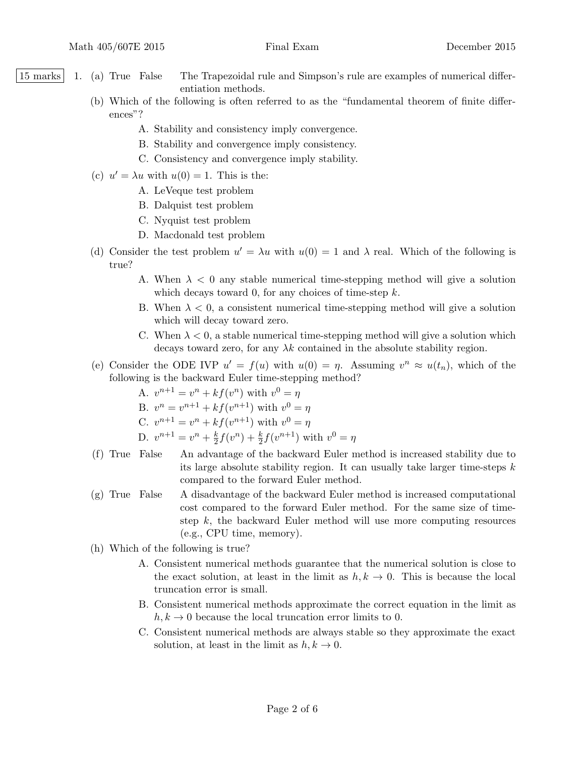15 marks

1. (a) True False The Trapezoidal rule and Simpson's rule are examples of numerical differentiation methods.

   (b) Which of the following is often referred to as the "fundamental theorem of finite differences"?

      A. Stability and consistency imply convergence.

      B. Stability and convergence imply consistency.

      C. Consistency and convergence imply stability.

   (c) $u' = \lambda u$ with $u(0) = 1$. This is the:

      A. LeVeque test problem

      B. Dalquist test problem

      C. Nyquist test problem

      D. Macdonald test problem

   (d) Consider the test problem $u' = \lambda u$ with $u(0) = 1$ and $\lambda$ real. Which of the following is true?

      A. When $\lambda < 0$ any stable numerical time-stepping method will give a solution which decays toward 0, for any choices of time-step $k$.

      B. When $\lambda < 0$, a consistent numerical time-stepping method will give a solution which will decay toward zero.

      C. When $\lambda < 0$, a stable numerical time-stepping method will give a solution which decays toward zero, for any $\lambda k$ contained in the absolute stability region.

   (e) Consider the ODE IVP $u' = f(u)$ with $u(0) = \eta$. Assuming $v^n \approx u(t_n)$, which of the following is the backward Euler time-stepping method?

      A. $v^{n+1} = v^n + kf(v^n)$ with $v^0 = \eta$

      B. $v^n = v^{n+1} + kf(v^{n+1})$ with $v^0 = \eta$

      C. $v^{n+1} = v^n + kf(v^{n+1})$ with $v^0 = \eta$

      D. $v^{n+1} = v^n + \frac{k}{2}f(v^n) + \frac{k}{2}f(v^{n+1})$ with $v^0 = \eta$

   (f) True False An advantage of the backward Euler method is increased stability due to its large absolute stability region. It can usually take larger time-steps $k$ compared to the forward Euler method.

   (g) True False A disadvantage of the backward Euler method is increased computational cost compared to the forward Euler method. For the same size of time-step $k$, the backward Euler method will use more computing resources (e.g., CPU time, memory).

   (h) Which of the following is true?

      A. Consistent numerical methods guarantee that the numerical solution is close to the exact solution, at least in the limit as $h, k \to 0$. This is because the local truncation error is small.

      B. Consistent numerical methods approximate the correct equation in the limit as $h, k \to 0$ because the local truncation error limits to 0.

      C. Consistent numerical methods are always stable so they approximate the exact solution, at least in the limit as $h, k \to 0$.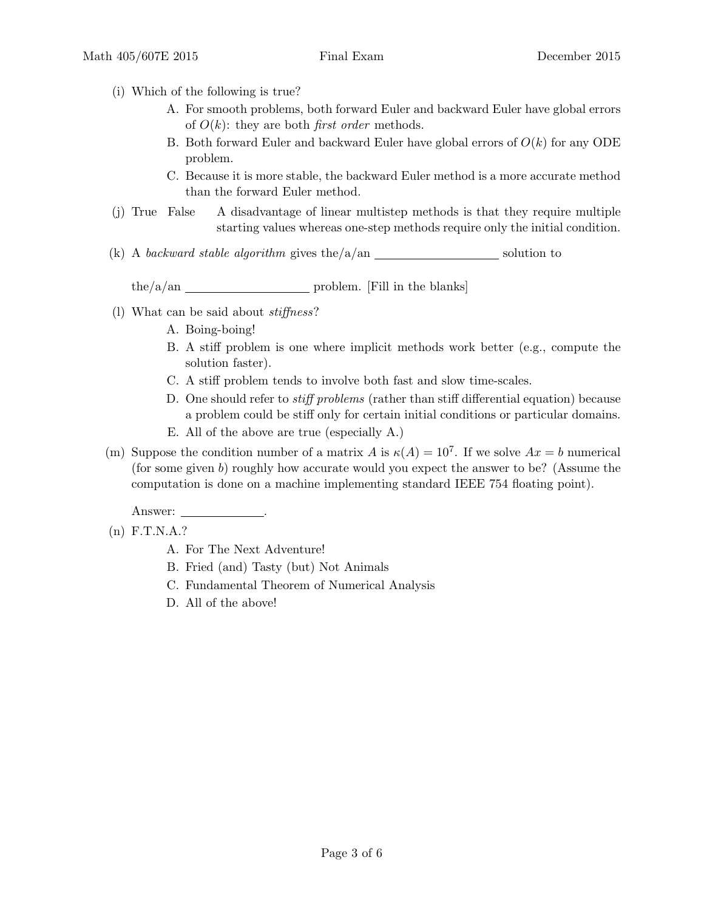(i) Which of the following is true?

   A. For smooth problems, both forward Euler and backward Euler have global errors of $O(k)$: they are both *first order* methods.

   B. Both forward Euler and backward Euler have global errors of $O(k)$ for any ODE problem.

   C. Because it is more stable, the backward Euler method is a more accurate method than the forward Euler method.

(j) True   False   A disadvantage of linear multistep methods is that they require multiple starting values whereas one-step methods require only the initial condition.

(k) A *backward stable algorithm* gives the/a/an ____________________ solution to

   the/a/an ____________________ problem. [Fill in the blanks]

(l) What can be said about *stiffness*?

   A. Boing-boing!

   B. A stiff problem is one where implicit methods work better (e.g., compute the solution faster).

   C. A stiff problem tends to involve both fast and slow time-scales.

   D. One should refer to *stiff problems* (rather than stiff differential equation) because a problem could be stiff only for certain initial conditions or particular domains.

   E. All of the above are true (especially A.)

(m) Suppose the condition number of a matrix $A$ is $\kappa(A) = 10^7$. If we solve $Ax = b$ numerical (for some given $b$) roughly how accurate would you expect the answer to be? (Assume the computation is done on a machine implementing standard IEEE 754 floating point).

   Answer: ______________.

(n) F.T.N.A.?

   A. For The Next Adventure!

   B. Fried (and) Tasty (but) Not Animals

   C. Fundamental Theorem of Numerical Analysis

   D. All of the above!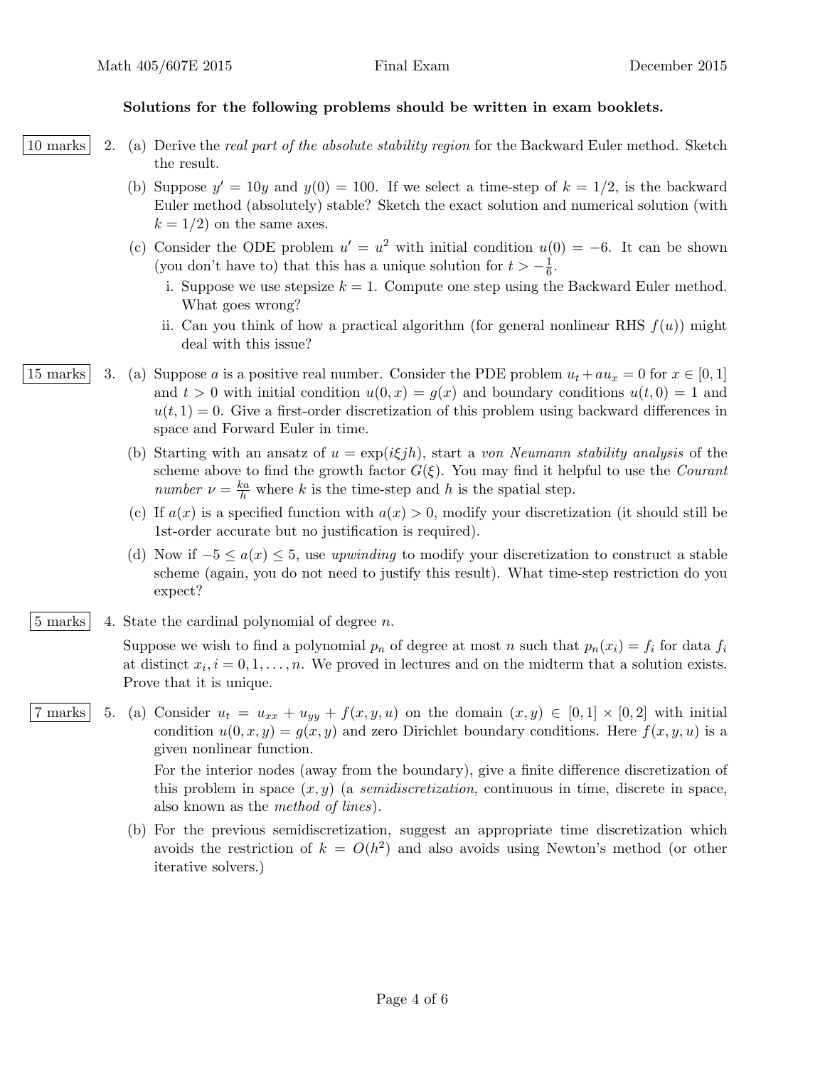**Solutions for the following problems should be written in exam booklets.**

[10 marks] 2. (a) Derive the *real part of the absolute stability region* for the Backward Euler method. Sketch the result.

(b) Suppose $y' = 10y$ and $y(0) = 100$. If we select a time-step of $k = 1/2$, is the backward Euler method (absolutely) stable? Sketch the exact solution and numerical solution (with $k = 1/2$) on the same axes.

(c) Consider the ODE problem $u' = u^2$ with initial condition $u(0) = -6$. It can be shown (you don't have to) that this has a unique solution for $t > -\frac{1}{6}$.

i. Suppose we use stepsize $k = 1$. Compute one step using the Backward Euler method. What goes wrong?

ii. Can you think of how a practical algorithm (for general nonlinear RHS $f(u)$) might deal with this issue?

[15 marks] 3. (a) Suppose $a$ is a positive real number. Consider the PDE problem $u_t + au_x = 0$ for $x \in [0, 1]$ and $t > 0$ with initial condition $u(0, x) = g(x)$ and boundary conditions $u(t, 0) = 1$ and $u(t, 1) = 0$. Give a first-order discretization of this problem using backward differences in space and Forward Euler in time.

(b) Starting with an ansatz of $u = \exp(i\xi jh)$, start a *von Neumann stability analysis* of the scheme above to find the growth factor $G(\xi)$. You may find it helpful to use the *Courant number* $\nu = \frac{ka}{h}$ where $k$ is the time-step and $h$ is the spatial step.

(c) If $a(x)$ is a specified function with $a(x) > 0$, modify your discretization (it should still be 1st-order accurate but no justification is required).

(d) Now if $-5 \leq a(x) \leq 5$, use *upwinding* to modify your discretization to construct a stable scheme (again, you do not need to justify this result). What time-step restriction do you expect?

[5 marks] 4. State the cardinal polynomial of degree $n$.

Suppose we wish to find a polynomial $p_n$ of degree at most $n$ such that $p_n(x_i) = f_i$ for data $f_i$ at distinct $x_i$, $i = 0, 1, \ldots, n$. We proved in lectures and on the midterm that a solution exists. Prove that it is unique.

[7 marks] 5. (a) Consider $u_t = u_{xx} + u_{yy} + f(x, y, u)$ on the domain $(x, y) \in [0, 1] \times [0, 2]$ with initial condition $u(0, x, y) = g(x, y)$ and zero Dirichlet boundary conditions. Here $f(x, y, u)$ is a given nonlinear function.

For the interior nodes (away from the boundary), give a finite difference discretization of this problem in space $(x, y)$ (a *semidiscretization*, continuous in time, discrete in space, also known as the *method of lines*).

(b) For the previous semidiscretization, suggest an appropriate time discretization which avoids the restriction of $k = O(h^2)$ and also avoids using Newton's method (or other iterative solvers.)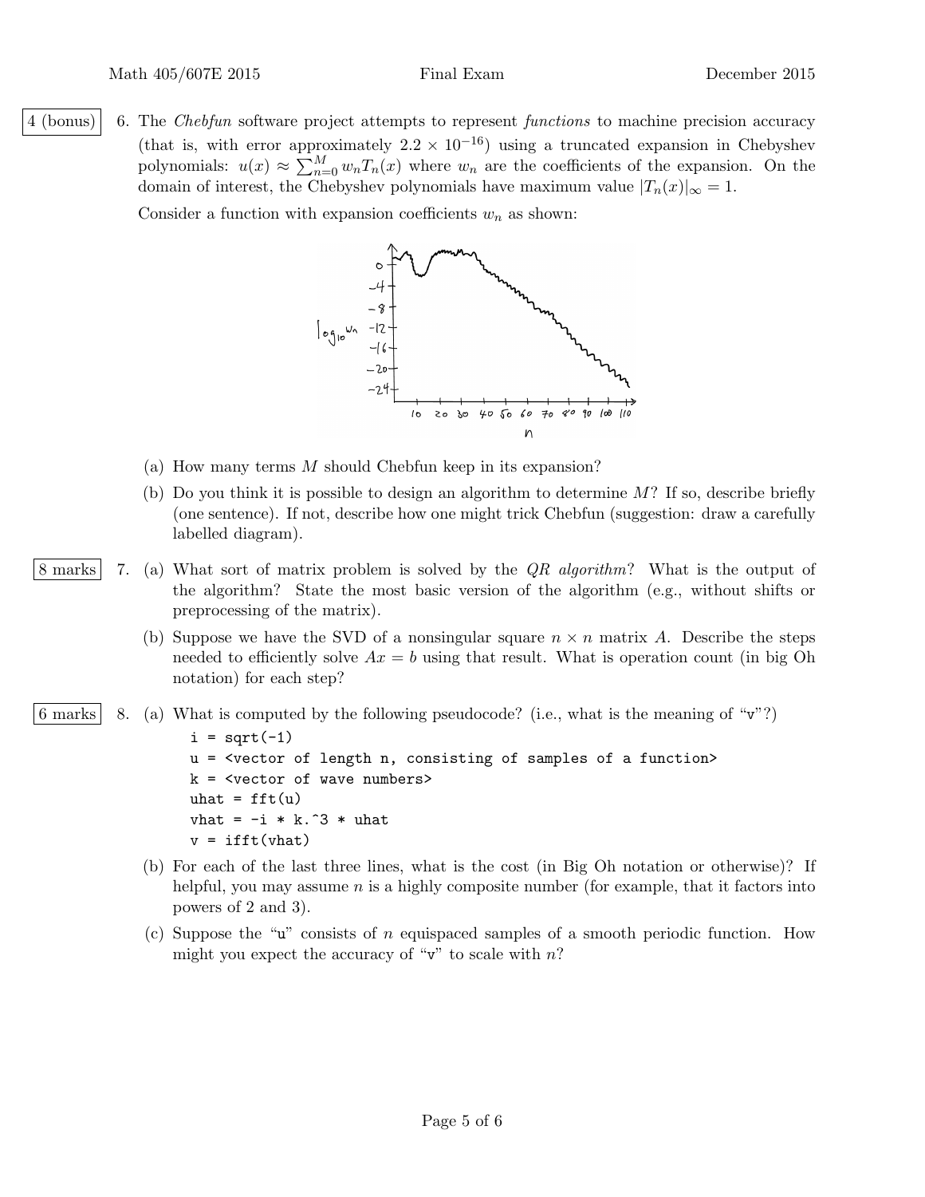4 (bonus)

6. The *Chebfun* software project attempts to represent *functions* to machine precision accuracy (that is, with error approximately $2.2 \times 10^{-16}$) using a truncated expansion in Chebyshev polynomials: $u(x) \approx \sum_{n=0}^{M} w_n T_n(x)$ where $w_n$ are the coefficients of the expansion. On the domain of interest, the Chebyshev polynomials have maximum value $|T_n(x)|_\infty = 1$.

   Consider a function with expansion coefficients $w_n$ as shown:

   $\log_{10} w_n$

   0
   -4
   -8
   -12
   -16
   -20
   -24

   10 20 30 40 50 60 70 80 90 100 110

   $n$

   (a) How many terms $M$ should Chebfun keep in its expansion?

   (b) Do you think it is possible to design an algorithm to determine $M$? If so, describe briefly (one sentence). If not, describe how one might trick Chebfun (suggestion: draw a carefully labelled diagram).

8 marks

7. (a) What sort of matrix problem is solved by the *QR algorithm*? What is the output of the algorithm? State the most basic version of the algorithm (e.g., without shifts or preprocessing of the matrix).

   (b) Suppose we have the SVD of a nonsingular square $n \times n$ matrix $A$. Describe the steps needed to efficiently solve $Ax = b$ using that result. What is operation count (in big Oh notation) for each step?

6 marks

8. (a) What is computed by the following pseudocode? (i.e., what is the meaning of "v"?)

```
i = sqrt(-1)
u = <vector of length n, consisting of samples of a function>
k = <vector of wave numbers>
uhat = fft(u)
vhat = -i * k.^3 * uhat
v = ifft(vhat)
```

   (b) For each of the last three lines, what is the cost (in Big Oh notation or otherwise)? If helpful, you may assume $n$ is a highly composite number (for example, that it factors into powers of 2 and 3).

   (c) Suppose the "u" consists of $n$ equispaced samples of a smooth periodic function. How might you expect the accuracy of "v" to scale with $n$?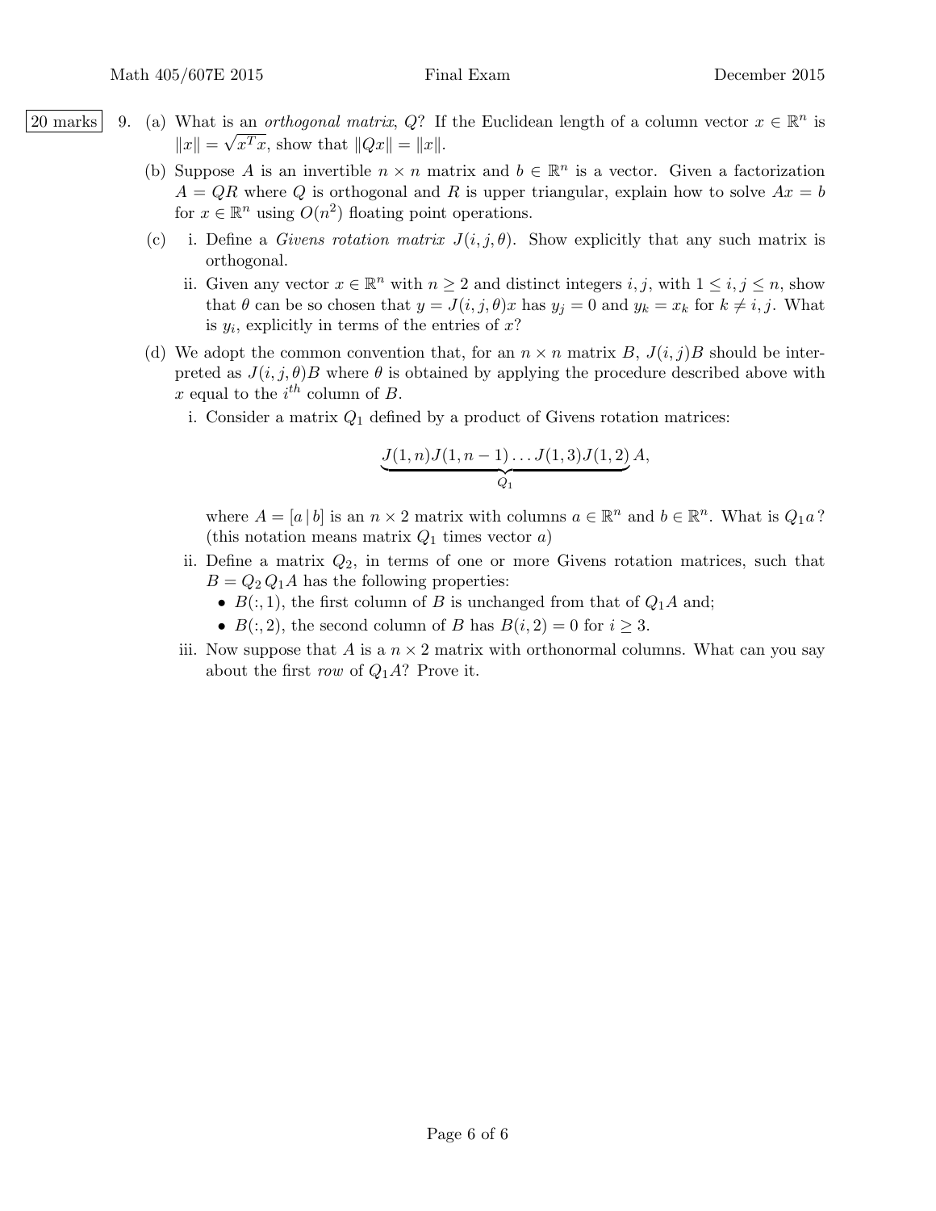20 marks

9. (a) What is an *orthogonal matrix*, $Q$? If the Euclidean length of a column vector $x \in \mathbb{R}^n$ is $\|x\| = \sqrt{x^T x}$, show that $\|Qx\| = \|x\|$.

   (b) Suppose $A$ is an invertible $n \times n$ matrix and $b \in \mathbb{R}^n$ is a vector. Given a factorization $A = QR$ where $Q$ is orthogonal and $R$ is upper triangular, explain how to solve $Ax = b$ for $x \in \mathbb{R}^n$ using $O(n^2)$ floating point operations.

   (c) i. Define a *Givens rotation matrix* $J(i, j, \theta)$. Show explicitly that any such matrix is orthogonal.

   ii. Given any vector $x \in \mathbb{R}^n$ with $n \geq 2$ and distinct integers $i, j$, with $1 \leq i, j \leq n$, show that $\theta$ can be so chosen that $y = J(i, j, \theta)x$ has $y_j = 0$ and $y_k = x_k$ for $k \neq i, j$. What is $y_i$, explicitly in terms of the entries of $x$?

   (d) We adopt the common convention that, for an $n \times n$ matrix $B$, $J(i, j)B$ should be interpreted as $J(i, j, \theta)B$ where $\theta$ is obtained by applying the procedure described above with $x$ equal to the $i^{th}$ column of $B$.

   i. Consider a matrix $Q_1$ defined by a product of Givens rotation matrices:

$$\underbrace{J(1, n)J(1, n-1) \ldots J(1, 3)J(1, 2)}_{Q_1} A,$$

   where $A = [a \,|\, b]$ is an $n \times 2$ matrix with columns $a \in \mathbb{R}^n$ and $b \in \mathbb{R}^n$. What is $Q_1 a$? (this notation means matrix $Q_1$ times vector $a$)

   ii. Define a matrix $Q_2$, in terms of one or more Givens rotation matrices, such that $B = Q_2 Q_1 A$ has the following properties:

   - $B(:, 1)$, the first column of $B$ is unchanged from that of $Q_1 A$ and;
   - $B(:, 2)$, the second column of $B$ has $B(i, 2) = 0$ for $i \geq 3$.

   iii. Now suppose that $A$ is a $n \times 2$ matrix with orthonormal columns. What can you say about the first *row* of $Q_1 A$? Prove it.